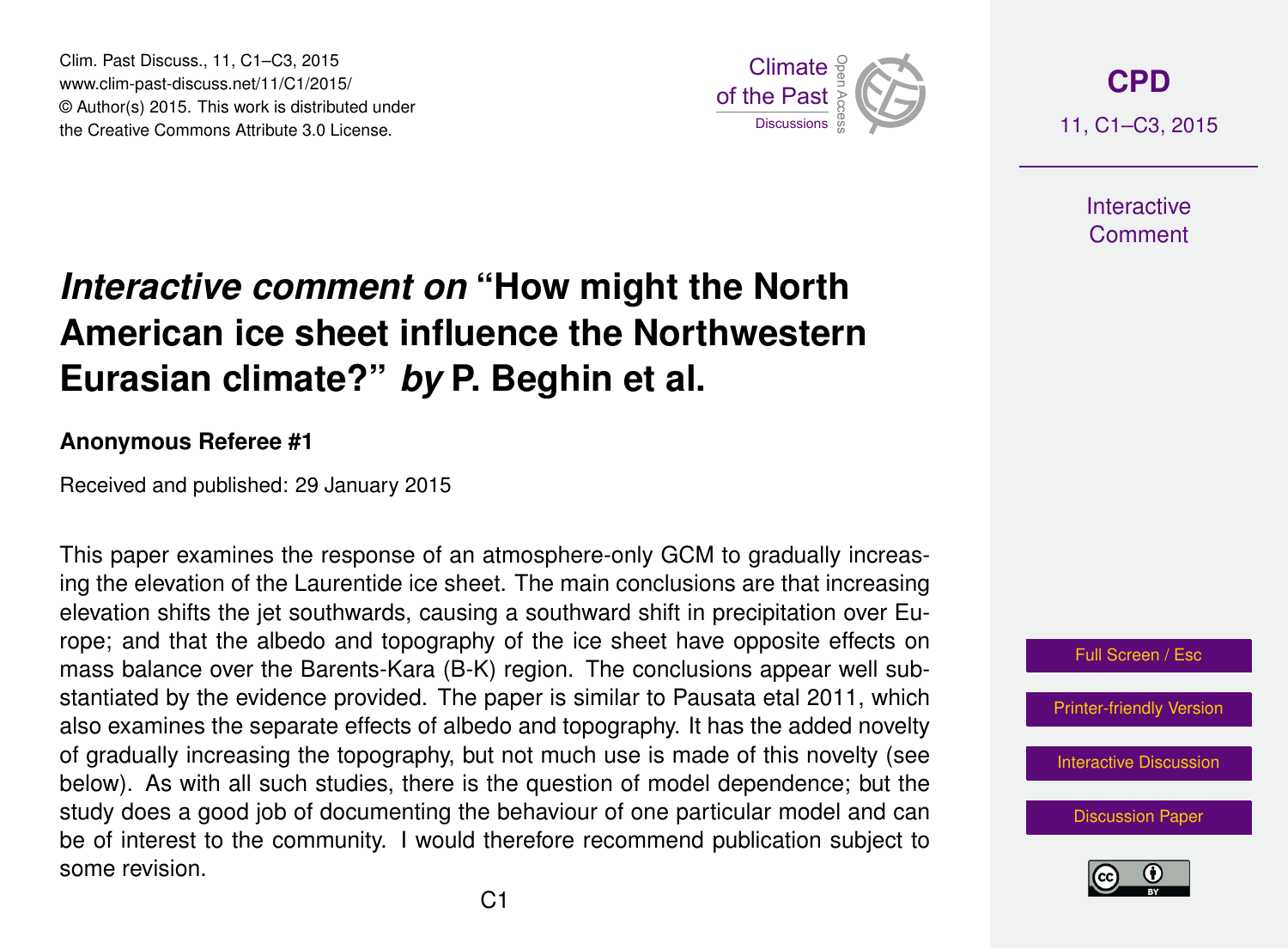# *Interactive comment on* "How might the North American ice sheet influence the Northwestern Eurasian climate?" *by* P. Beghin et al.

**Anonymous Referee #1**

Received and published: 29 January 2015

This paper examines the response of an atmosphere-only GCM to gradually increasing the elevation of the Laurentide ice sheet. The main conclusions are that increasing elevation shifts the jet southwards, causing a southward shift in precipitation over Europe; and that the albedo and topography of the ice sheet have opposite effects on mass balance over the Barents-Kara (B-K) region. The conclusions appear well substantiated by the evidence provided. The paper is similar to Pausata etal 2011, which also examines the separate effects of albedo and topography. It has the added novelty of gradually increasing the topography, but not much use is made of this novelty (see below). As with all such studies, there is the question of model dependence; but the study does a good job of documenting the behaviour of one particular model and can be of interest to the community. I would therefore recommend publication subject to some revision.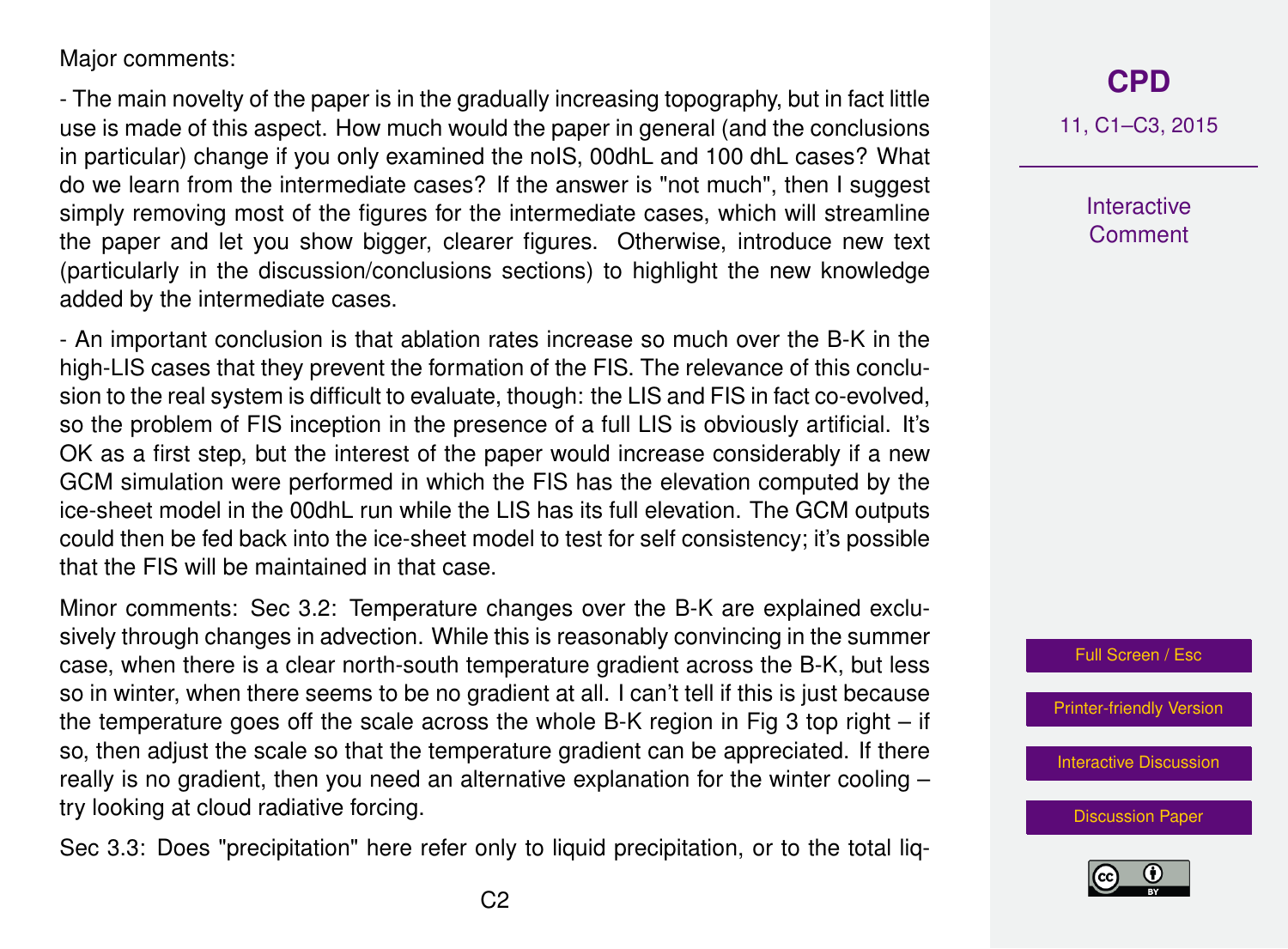Major comments:

- The main novelty of the paper is in the gradually increasing topography, but in fact little use is made of this aspect. How much would the paper in general (and the conclusions in particular) change if you only examined the noIS, 00dhL and 100 dhL cases? What do we learn from the intermediate cases? If the answer is "not much", then I suggest simply removing most of the figures for the intermediate cases, which will streamline the paper and let you show bigger, clearer figures. Otherwise, introduce new text (particularly in the discussion/conclusions sections) to highlight the new knowledge added by the intermediate cases.

- An important conclusion is that ablation rates increase so much over the B-K in the high-LIS cases that they prevent the formation of the FIS. The relevance of this conclusion to the real system is difficult to evaluate, though: the LIS and FIS in fact co-evolved, so the problem of FIS inception in the presence of a full LIS is obviously artificial. It's OK as a first step, but the interest of the paper would increase considerably if a new GCM simulation were performed in which the FIS has the elevation computed by the ice-sheet model in the 00dhL run while the LIS has its full elevation. The GCM outputs could then be fed back into the ice-sheet model to test for self consistency; it's possible that the FIS will be maintained in that case.

Minor comments: Sec 3.2: Temperature changes over the B-K are explained exclusively through changes in advection. While this is reasonably convincing in the summer case, when there is a clear north-south temperature gradient across the B-K, but less so in winter, when there seems to be no gradient at all. I can't tell if this is just because the temperature goes off the scale across the whole B-K region in Fig 3 top right – if so, then adjust the scale so that the temperature gradient can be appreciated. If there really is no gradient, then you need an alternative explanation for the winter cooling – try looking at cloud radiative forcing.

Sec 3.3: Does "precipitation" here refer only to liquid precipitation, or to the total liq-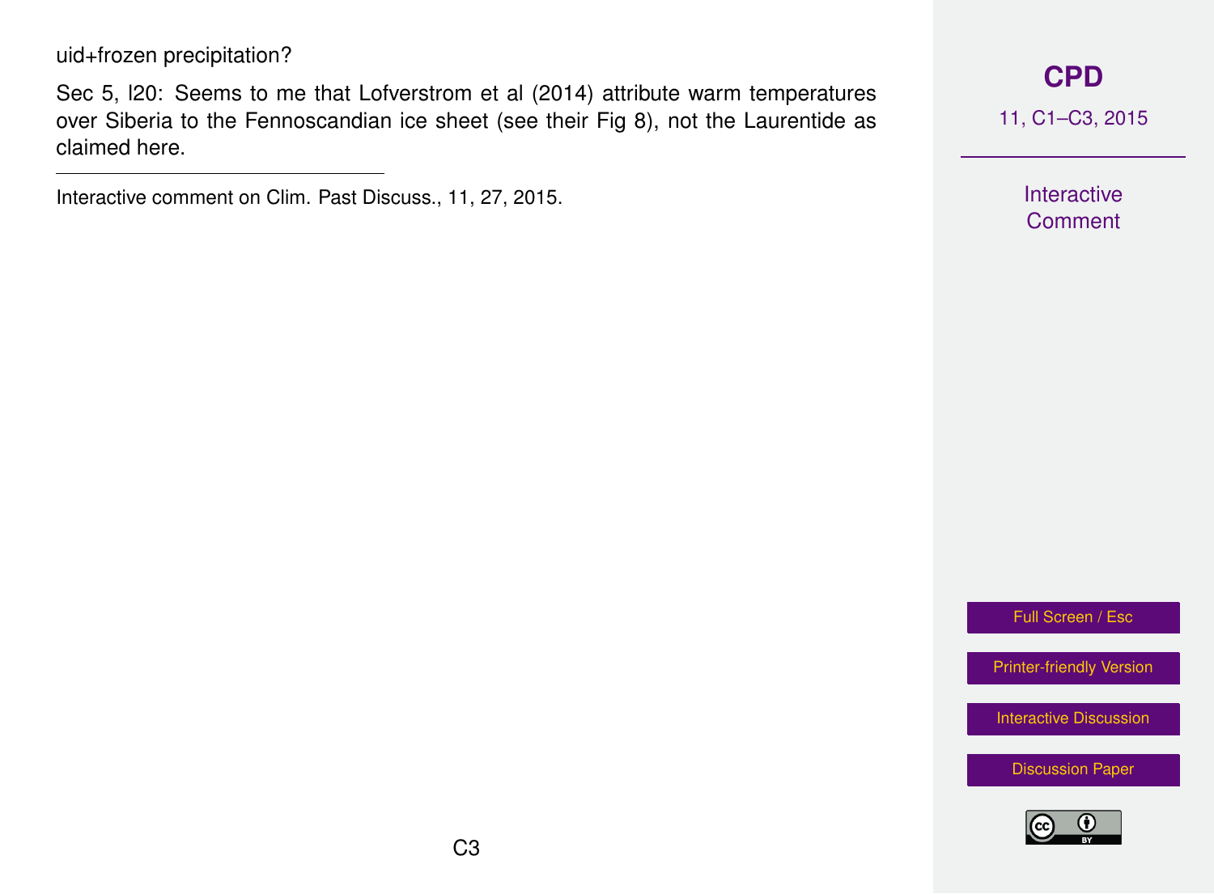uid+frozen precipitation?

Sec 5, l20: Seems to me that Lofverstrom et al (2014) attribute warm temperatures over Siberia to the Fennoscandian ice sheet (see their Fig 8), not the Laurentide as claimed here.

---

Interactive comment on Clim. Past Discuss., 11, 27, 2015.